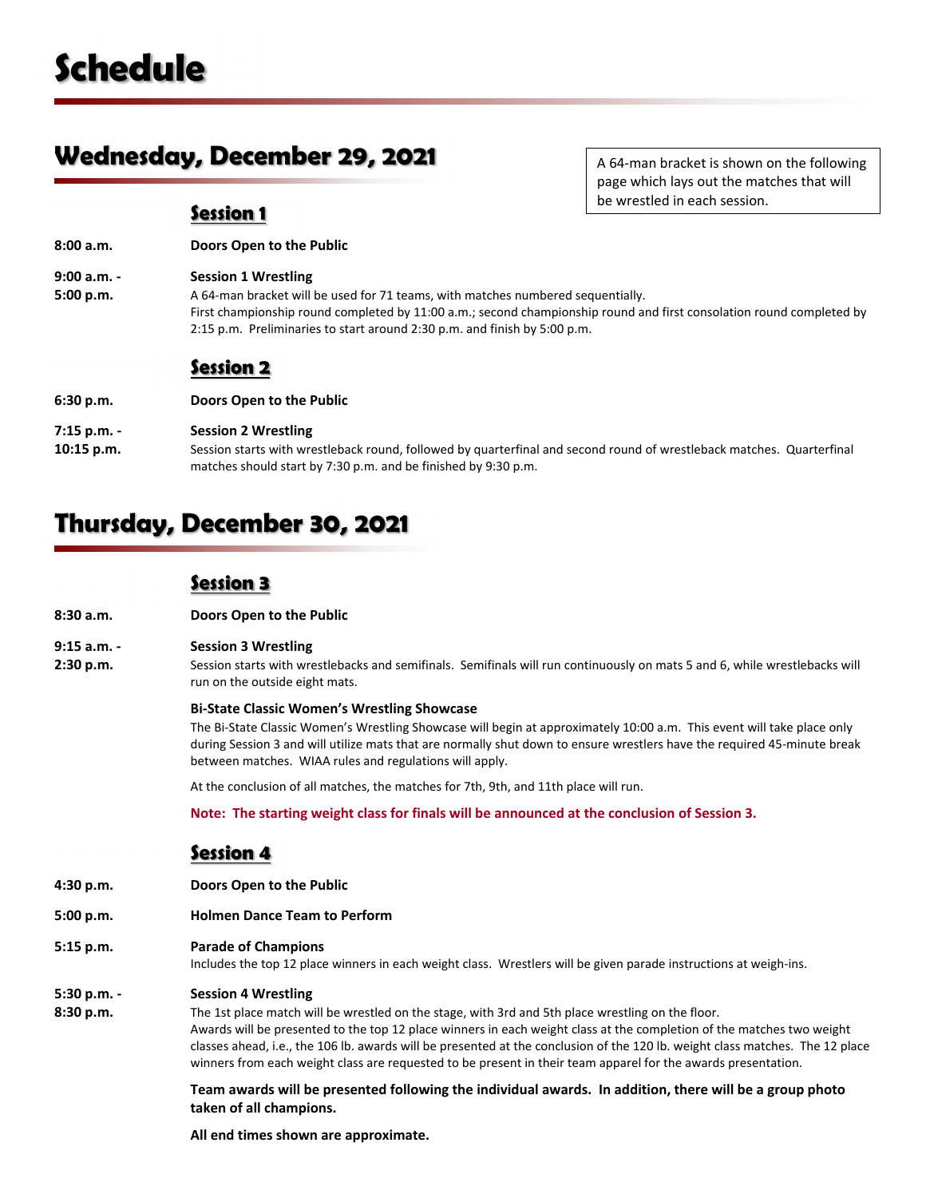# Schedule

## Wednesday, December 29, 2021

A 64-man bracket is shown on the following page which lays out the matches that will be wrestled in each session.

### Session 1

**8:00 a.m.** **Doors Open to the Public**

**9:00 a.m. - 5:00 p.m.** **Session 1 Wrestling**

A 64-man bracket will be used for 71 teams, with matches numbered sequentially.
First championship round completed by 11:00 a.m.; second championship round and first consolation round completed by 2:15 p.m. Preliminaries to start around 2:30 p.m. and finish by 5:00 p.m.

### Session 2

**6:30 p.m.** **Doors Open to the Public**

**7:15 p.m. - 10:15 p.m.** **Session 2 Wrestling**

Session starts with wrestleback round, followed by quarterfinal and second round of wrestleback matches. Quarterfinal matches should start by 7:30 p.m. and be finished by 9:30 p.m.

## Thursday, December 30, 2021

### Session 3

**8:30 a.m.** **Doors Open to the Public**

**9:15 a.m. - 2:30 p.m.** **Session 3 Wrestling**

Session starts with wrestlebacks and semifinals. Semifinals will run continuously on mats 5 and 6, while wrestlebacks will run on the outside eight mats.

**Bi-State Classic Women's Wrestling Showcase**

The Bi-State Classic Women's Wrestling Showcase will begin at approximately 10:00 a.m. This event will take place only during Session 3 and will utilize mats that are normally shut down to ensure wrestlers have the required 45-minute break between matches. WIAA rules and regulations will apply.

At the conclusion of all matches, the matches for 7th, 9th, and 11th place will run.

**Note: The starting weight class for finals will be announced at the conclusion of Session 3.**

### Session 4

**4:30 p.m.** **Doors Open to the Public**

**5:00 p.m.** **Holmen Dance Team to Perform**

**5:15 p.m.** **Parade of Champions**

Includes the top 12 place winners in each weight class. Wrestlers will be given parade instructions at weigh-ins.

**5:30 p.m. - 8:30 p.m.** **Session 4 Wrestling**

The 1st place match will be wrestled on the stage, with 3rd and 5th place wrestling on the floor.
Awards will be presented to the top 12 place winners in each weight class at the completion of the matches two weight classes ahead, i.e., the 106 lb. awards will be presented at the conclusion of the 120 lb. weight class matches. The 12 place winners from each weight class are requested to be present in their team apparel for the awards presentation.

**Team awards will be presented following the individual awards. In addition, there will be a group photo taken of all champions.**

**All end times shown are approximate.**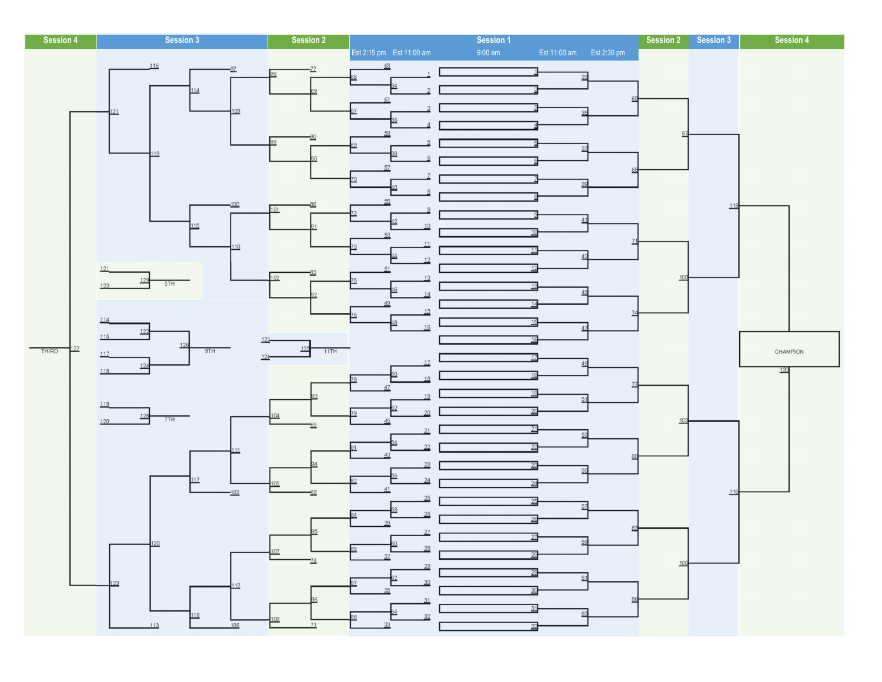Session 4

Session 3

Session 2

Session 1

Est 2:15 pm

Est 11:00 am

9:00 am

Est 11:00 am

Est 2:30 pm

Session 2

Session 3

Session 4

116

97

98

77

63

1

1

33

121

114

69

66

34

2

2

65

109

3

3

61

67

35

36

4

4

80

99

59

5

5

37

97

119

90

69

38

6

6

68

57

7

7

70

39

40

8

8

100

86

101

55

9

9

41

115

91

72

42

10

10

113

71

110

53

11

11

73

44

12

12

43

121

125

5TH

123

93

102

51

13

13

100

92

75

46

14

14

45

49

15

15

74

76

48

16

16

47

114

122

115

126

9TH

122

125

11TH

THIRD

127

124

CHAMPION

117

124

118

17

17

130

50

18

18

49

78

119

128

7TH

93

47

120

104

19

19

77

65

79

52

20

20

51

103

45

21

21

111

54

22

22

53

81

94

43

80

117

105

23

23

103

68

82

56

24

24

55

116

41

25

25

120

58

26

26

57

84

39

95

27

27

83

107

85

60

28

28

59

74

37

106

123

29

29

112

62

30

30

61

87

96

35

31

31

118

86

108

88

64

32

32

63

113

106

71

33